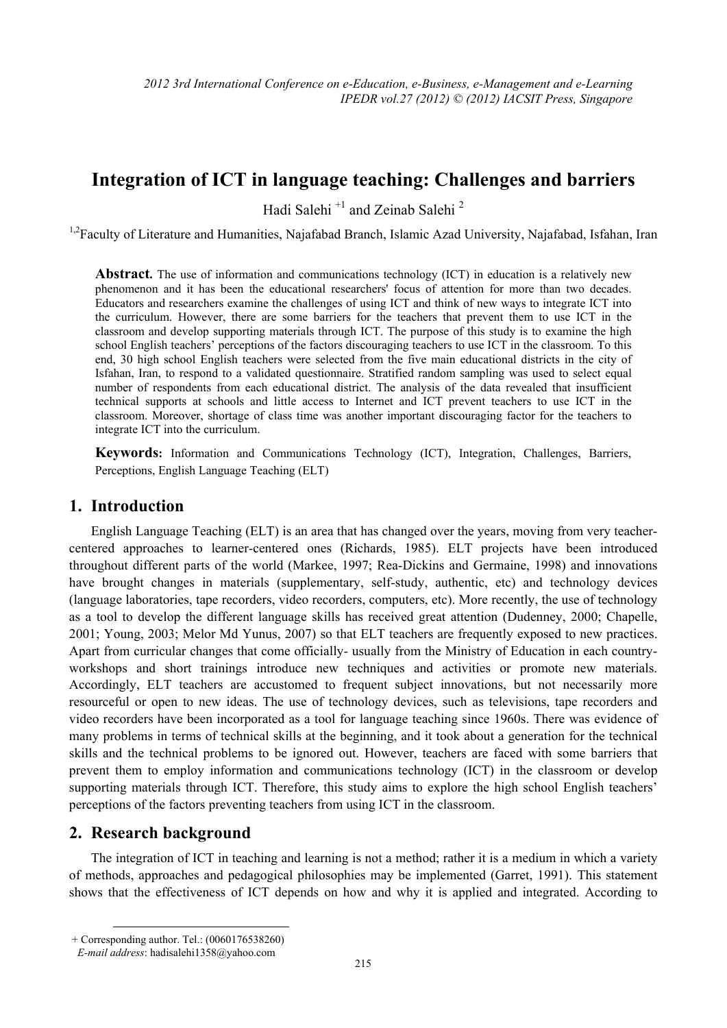# Integration of ICT in language teaching: Challenges and barriers

Hadi Salehi [+1] and Zeinab Salehi [2]

[1,2]Faculty of Literature and Humanities, Najafabad Branch, Islamic Azad University, Najafabad, Isfahan, Iran

**Abstract.** The use of information and communications technology (ICT) in education is a relatively new phenomenon and it has been the educational researchers' focus of attention for more than two decades. Educators and researchers examine the challenges of using ICT and think of new ways to integrate ICT into the curriculum. However, there are some barriers for the teachers that prevent them to use ICT in the classroom and develop supporting materials through ICT. The purpose of this study is to examine the high school English teachers' perceptions of the factors discouraging teachers to use ICT in the classroom. To this end, 30 high school English teachers were selected from the five main educational districts in the city of Isfahan, Iran, to respond to a validated questionnaire. Stratified random sampling was used to select equal number of respondents from each educational district. The analysis of the data revealed that insufficient technical supports at schools and little access to Internet and ICT prevent teachers to use ICT in the classroom. Moreover, shortage of class time was another important discouraging factor for the teachers to integrate ICT into the curriculum.

**Keywords:** Information and Communications Technology (ICT), Integration, Challenges, Barriers, Perceptions, English Language Teaching (ELT)

## 1. Introduction

English Language Teaching (ELT) is an area that has changed over the years, moving from very teacher-centered approaches to learner-centered ones (Richards, 1985). ELT projects have been introduced throughout different parts of the world (Markee, 1997; Rea-Dickins and Germaine, 1998) and innovations have brought changes in materials (supplementary, self-study, authentic, etc) and technology devices (language laboratories, tape recorders, video recorders, computers, etc). More recently, the use of technology as a tool to develop the different language skills has received great attention (Dudenney, 2000; Chapelle, 2001; Young, 2003; Melor Md Yunus, 2007) so that ELT teachers are frequently exposed to new practices. Apart from curricular changes that come officially- usually from the Ministry of Education in each country- workshops and short trainings introduce new techniques and activities or promote new materials. Accordingly, ELT teachers are accustomed to frequent subject innovations, but not necessarily more resourceful or open to new ideas. The use of technology devices, such as televisions, tape recorders and video recorders have been incorporated as a tool for language teaching since 1960s. There was evidence of many problems in terms of technical skills at the beginning, and it took about a generation for the technical skills and the technical problems to be ignored out. However, teachers are faced with some barriers that prevent them to employ information and communications technology (ICT) in the classroom or develop supporting materials through ICT. Therefore, this study aims to explore the high school English teachers' perceptions of the factors preventing teachers from using ICT in the classroom.

## 2. Research background

The integration of ICT in teaching and learning is not a method; rather it is a medium in which a variety of methods, approaches and pedagogical philosophies may be implemented (Garret, 1991). This statement shows that the effectiveness of ICT depends on how and why it is applied and integrated. According to

+ Corresponding author. Tel.: (0060176538260)
*E-mail address*: hadisalehi1358@yahoo.com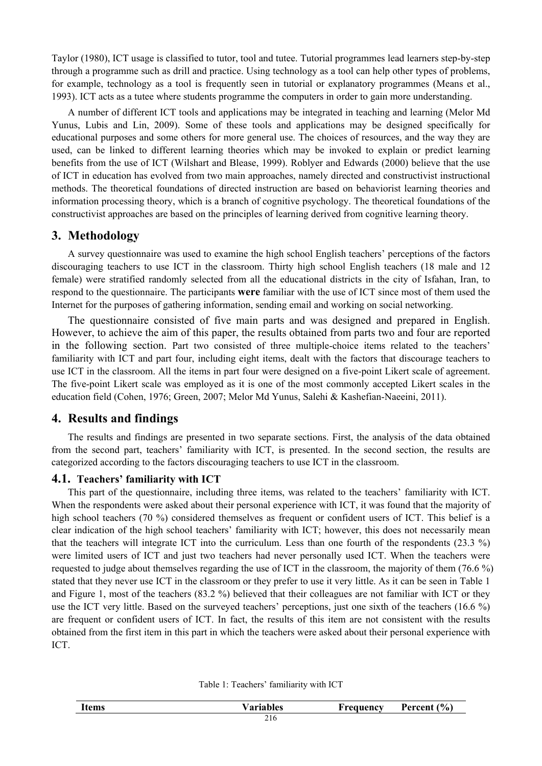Taylor (1980), ICT usage is classified to tutor, tool and tutee. Tutorial programmes lead learners step-by-step through a programme such as drill and practice. Using technology as a tool can help other types of problems, for example, technology as a tool is frequently seen in tutorial or explanatory programmes (Means et al., 1993). ICT acts as a tutee where students programme the computers in order to gain more understanding.

A number of different ICT tools and applications may be integrated in teaching and learning (Melor Md Yunus, Lubis and Lin, 2009). Some of these tools and applications may be designed specifically for educational purposes and some others for more general use. The choices of resources, and the way they are used, can be linked to different learning theories which may be invoked to explain or predict learning benefits from the use of ICT (Wilshart and Blease, 1999). Roblyer and Edwards (2000) believe that the use of ICT in education has evolved from two main approaches, namely directed and constructivist instructional methods. The theoretical foundations of directed instruction are based on behaviorist learning theories and information processing theory, which is a branch of cognitive psychology. The theoretical foundations of the constructivist approaches are based on the principles of learning derived from cognitive learning theory.

## 3. Methodology

A survey questionnaire was used to examine the high school English teachers' perceptions of the factors discouraging teachers to use ICT in the classroom. Thirty high school English teachers (18 male and 12 female) were stratified randomly selected from all the educational districts in the city of Isfahan, Iran, to respond to the questionnaire. The participants **were** familiar with the use of ICT since most of them used the Internet for the purposes of gathering information, sending email and working on social networking.

The questionnaire consisted of five main parts and was designed and prepared in English. However, to achieve the aim of this paper, the results obtained from parts two and four are reported in the following section. Part two consisted of three multiple-choice items related to the teachers' familiarity with ICT and part four, including eight items, dealt with the factors that discourage teachers to use ICT in the classroom. All the items in part four were designed on a five-point Likert scale of agreement. The five-point Likert scale was employed as it is one of the most commonly accepted Likert scales in the education field (Cohen, 1976; Green, 2007; Melor Md Yunus, Salehi & Kashefian-Naeeini, 2011).

## 4. Results and findings

The results and findings are presented in two separate sections. First, the analysis of the data obtained from the second part, teachers' familiarity with ICT, is presented. In the second section, the results are categorized according to the factors discouraging teachers to use ICT in the classroom.

### 4.1. Teachers' familiarity with ICT

This part of the questionnaire, including three items, was related to the teachers' familiarity with ICT. When the respondents were asked about their personal experience with ICT, it was found that the majority of high school teachers (70 %) considered themselves as frequent or confident users of ICT. This belief is a clear indication of the high school teachers' familiarity with ICT; however, this does not necessarily mean that the teachers will integrate ICT into the curriculum. Less than one fourth of the respondents (23.3 %) were limited users of ICT and just two teachers had never personally used ICT. When the teachers were requested to judge about themselves regarding the use of ICT in the classroom, the majority of them (76.6 %) stated that they never use ICT in the classroom or they prefer to use it very little. As it can be seen in Table 1 and Figure 1, most of the teachers (83.2 %) believed that their colleagues are not familiar with ICT or they use the ICT very little. Based on the surveyed teachers' perceptions, just one sixth of the teachers (16.6 %) are frequent or confident users of ICT. In fact, the results of this item are not consistent with the results obtained from the first item in this part in which the teachers were asked about their personal experience with ICT.

Table 1: Teachers' familiarity with ICT

| Items | Variables | Frequency | Percent (%) |
|---|---|---|---|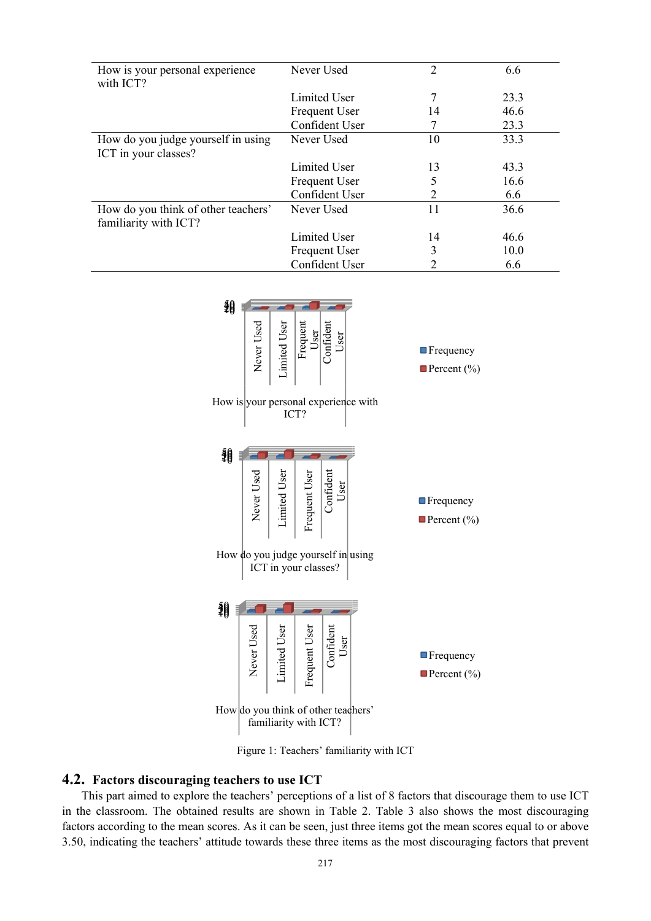| | | | |
|---|---|---|---|
| How is your personal experience with ICT? | Never Used | 2 | 6.6 |
| | Limited User | 7 | 23.3 |
| | Frequent User | 14 | 46.6 |
| | Confident User | 7 | 23.3 |
| How do you judge yourself in using ICT in your classes? | Never Used | 10 | 33.3 |
| | Limited User | 13 | 43.3 |
| | Frequent User | 5 | 16.6 |
| | Confident User | 2 | 6.6 |
| How do you think of other teachers' familiarity with ICT? | Never Used | 11 | 36.6 |
| | Limited User | 14 | 46.6 |
| | Frequent User | 3 | 10.0 |
| | Confident User | 2 | 6.6 |

Figure 1: Teachers' familiarity with ICT

## 4.2. Factors discouraging teachers to use ICT

This part aimed to explore the teachers' perceptions of a list of 8 factors that discourage them to use ICT in the classroom. The obtained results are shown in Table 2. Table 3 also shows the most discouraging factors according to the mean scores. As it can be seen, just three items got the mean scores equal to or above 3.50, indicating the teachers' attitude towards these three items as the most discouraging factors that prevent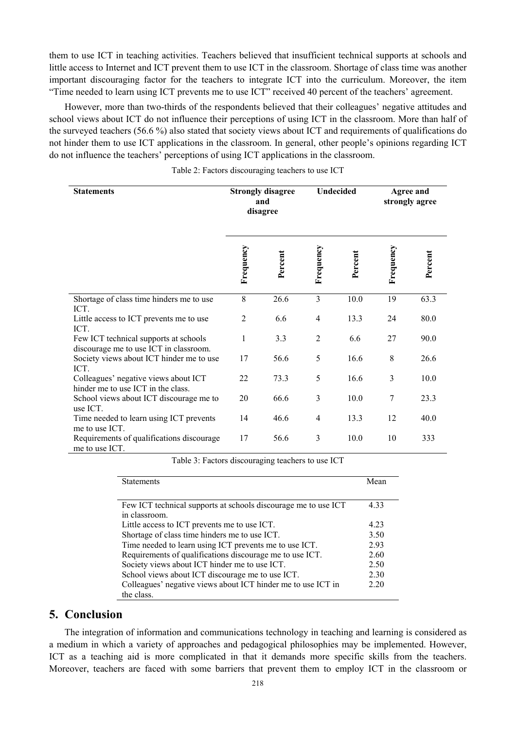them to use ICT in teaching activities. Teachers believed that insufficient technical supports at schools and little access to Internet and ICT prevent them to use ICT in the classroom. Shortage of class time was another important discouraging factor for the teachers to integrate ICT into the curriculum. Moreover, the item "Time needed to learn using ICT prevents me to use ICT" received 40 percent of the teachers' agreement.

However, more than two-thirds of the respondents believed that their colleagues' negative attitudes and school views about ICT do not influence their perceptions of using ICT in the classroom. More than half of the surveyed teachers (56.6 %) also stated that society views about ICT and requirements of qualifications do not hinder them to use ICT applications in the classroom. In general, other people's opinions regarding ICT do not influence the teachers' perceptions of using ICT applications in the classroom.

Table 2: Factors discouraging teachers to use ICT

| **Statements** | **Strongly disagree and disagree** | | **Undecided** | | **Agree and strongly agree** | |
|---|---|---|---|---|---|---|
| | **Frequency** | **Percent** | **Frequency** | **Percent** | **Frequency** | **Percent** |
| Shortage of class time hinders me to use ICT. | 8 | 26.6 | 3 | 10.0 | 19 | 63.3 |
| Little access to ICT prevents me to use ICT. | 2 | 6.6 | 4 | 13.3 | 24 | 80.0 |
| Few ICT technical supports at schools discourage me to use ICT in classroom. | 1 | 3.3 | 2 | 6.6 | 27 | 90.0 |
| Society views about ICT hinder me to use ICT. | 17 | 56.6 | 5 | 16.6 | 8 | 26.6 |
| Colleagues' negative views about ICT hinder me to use ICT in the class. | 22 | 73.3 | 5 | 16.6 | 3 | 10.0 |
| School views about ICT discourage me to use ICT. | 20 | 66.6 | 3 | 10.0 | 7 | 23.3 |
| Time needed to learn using ICT prevents me to use ICT. | 14 | 46.6 | 4 | 13.3 | 12 | 40.0 |
| Requirements of qualifications discourage me to use ICT. | 17 | 56.6 | 3 | 10.0 | 10 | 333 |

Table 3: Factors discouraging teachers to use ICT

| Statements | Mean |
|---|---|
| Few ICT technical supports at schools discourage me to use ICT in classroom. | 4.33 |
| Little access to ICT prevents me to use ICT. | 4.23 |
| Shortage of class time hinders me to use ICT. | 3.50 |
| Time needed to learn using ICT prevents me to use ICT. | 2.93 |
| Requirements of qualifications discourage me to use ICT. | 2.60 |
| Society views about ICT hinder me to use ICT. | 2.50 |
| School views about ICT discourage me to use ICT. | 2.30 |
| Colleagues' negative views about ICT hinder me to use ICT in the class. | 2.20 |

## 5. Conclusion

The integration of information and communications technology in teaching and learning is considered as a medium in which a variety of approaches and pedagogical philosophies may be implemented. However, ICT as a teaching aid is more complicated in that it demands more specific skills from the teachers. Moreover, teachers are faced with some barriers that prevent them to employ ICT in the classroom or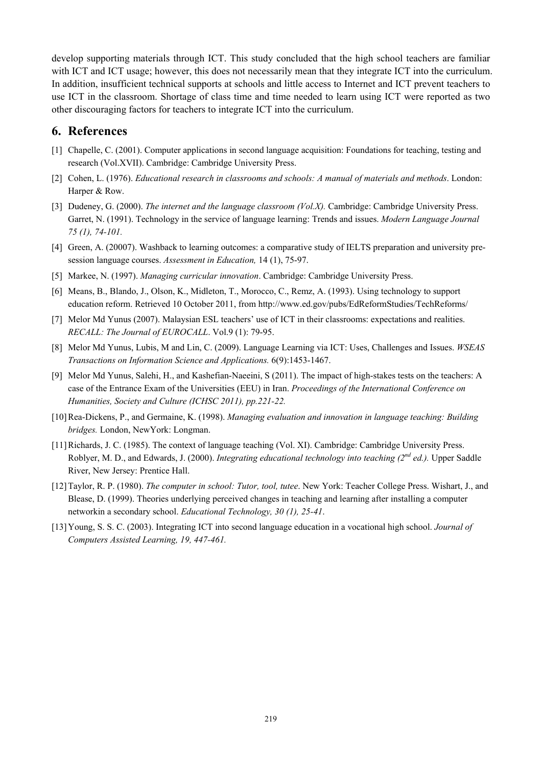develop supporting materials through ICT. This study concluded that the high school teachers are familiar with ICT and ICT usage; however, this does not necessarily mean that they integrate ICT into the curriculum. In addition, insufficient technical supports at schools and little access to Internet and ICT prevent teachers to use ICT in the classroom. Shortage of class time and time needed to learn using ICT were reported as two other discouraging factors for teachers to integrate ICT into the curriculum.

## 6. References

[1] Chapelle, C. (2001). Computer applications in second language acquisition: Foundations for teaching, testing and research (Vol.XVII). Cambridge: Cambridge University Press.

[2] Cohen, L. (1976). *Educational research in classrooms and schools: A manual of materials and methods*. London: Harper & Row.

[3] Dudeney, G. (2000). *The internet and the language classroom (Vol.X).* Cambridge: Cambridge University Press. Garret, N. (1991). Technology in the service of language learning: Trends and issues. *Modern Language Journal 75 (1), 74-101.*

[4] Green, A. (20007). Washback to learning outcomes: a comparative study of IELTS preparation and university pre-session language courses. *Assessment in Education,* 14 (1), 75-97.

[5] Markee, N. (1997). *Managing curricular innovation*. Cambridge: Cambridge University Press.

[6] Means, B., Blando, J., Olson, K., Midleton, T., Morocco, C., Remz, A. (1993). Using technology to support education reform. Retrieved 10 October 2011, from http://www.ed.gov/pubs/EdReformStudies/TechReforms/

[7] Melor Md Yunus (2007). Malaysian ESL teachers' use of ICT in their classrooms: expectations and realities. *RECALL: The Journal of EUROCALL*. Vol.9 (1): 79-95.

[8] Melor Md Yunus, Lubis, M and Lin, C. (2009). Language Learning via ICT: Uses, Challenges and Issues. *WSEAS Transactions on Information Science and Applications.* 6(9):1453-1467.

[9] Melor Md Yunus, Salehi, H., and Kashefian-Naeeini, S (2011). The impact of high-stakes tests on the teachers: A case of the Entrance Exam of the Universities (EEU) in Iran. *Proceedings of the International Conference on Humanities, Society and Culture (ICHSC 2011), pp.221-22.*

[10] Rea-Dickens, P., and Germaine, K. (1998). *Managing evaluation and innovation in language teaching: Building bridges.* London, NewYork: Longman.

[11] Richards, J. C. (1985). The context of language teaching (Vol. XI). Cambridge: Cambridge University Press. Roblyer, M. D., and Edwards, J. (2000). *Integrating educational technology into teaching (2nd ed.).* Upper Saddle River, New Jersey: Prentice Hall.

[12] Taylor, R. P. (1980). *The computer in school: Tutor, tool, tutee*. New York: Teacher College Press. Wishart, J., and Blease, D. (1999). Theories underlying perceived changes in teaching and learning after installing a computer networkin a secondary school. *Educational Technology, 30 (1), 25-41*.

[13] Young, S. S. C. (2003). Integrating ICT into second language education in a vocational high school. *Journal of Computers Assisted Learning, 19, 447-461.*